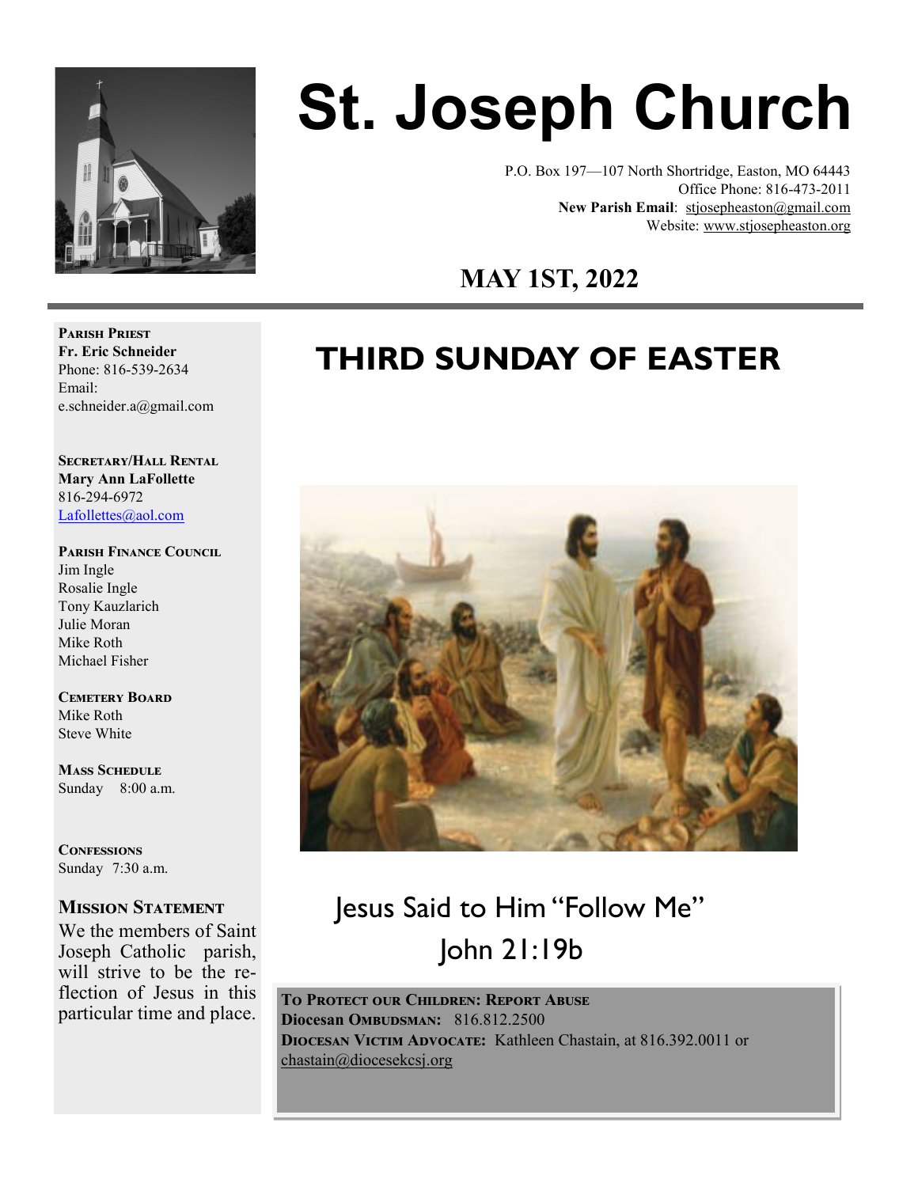# St. Joseph Church

P.O. Box 197—107 North Shortridge, Easton, MO 64443
Office Phone: 816-473-2011
**New Parish Email**: stjosepheaston@gmail.com
Website: www.stjosepheaston.org

## MAY 1ST, 2022

**PARISH PRIEST**
**Fr. Eric Schneider**
Phone: 816-539-2634
Email:
e.schneider.a@gmail.com

**SECRETARY/HALL RENTAL**
**Mary Ann LaFollette**
816-294-6972
Lafollettes@aol.com

**PARISH FINANCE COUNCIL**
Jim Ingle
Rosalie Ingle
Tony Kauzlarich
Julie Moran
Mike Roth
Michael Fisher

**CEMETERY BOARD**
Mike Roth
Steve White

**MASS SCHEDULE**
Sunday 8:00 a.m.

**CONFESSIONS**
Sunday 7:30 a.m.

**MISSION STATEMENT**
We the members of Saint Joseph Catholic parish, will strive to be the reflection of Jesus in this particular time and place.

# THIRD SUNDAY OF EASTER

Jesus Said to Him "Follow Me"
John 21:19b

**TO PROTECT OUR CHILDREN: REPORT ABUSE**
**Diocesan OMBUDSMAN:** 816.812.2500
**DIOCESAN VICTIM ADVOCATE:** Kathleen Chastain, at 816.392.0011 or chastain@diocesekcsj.org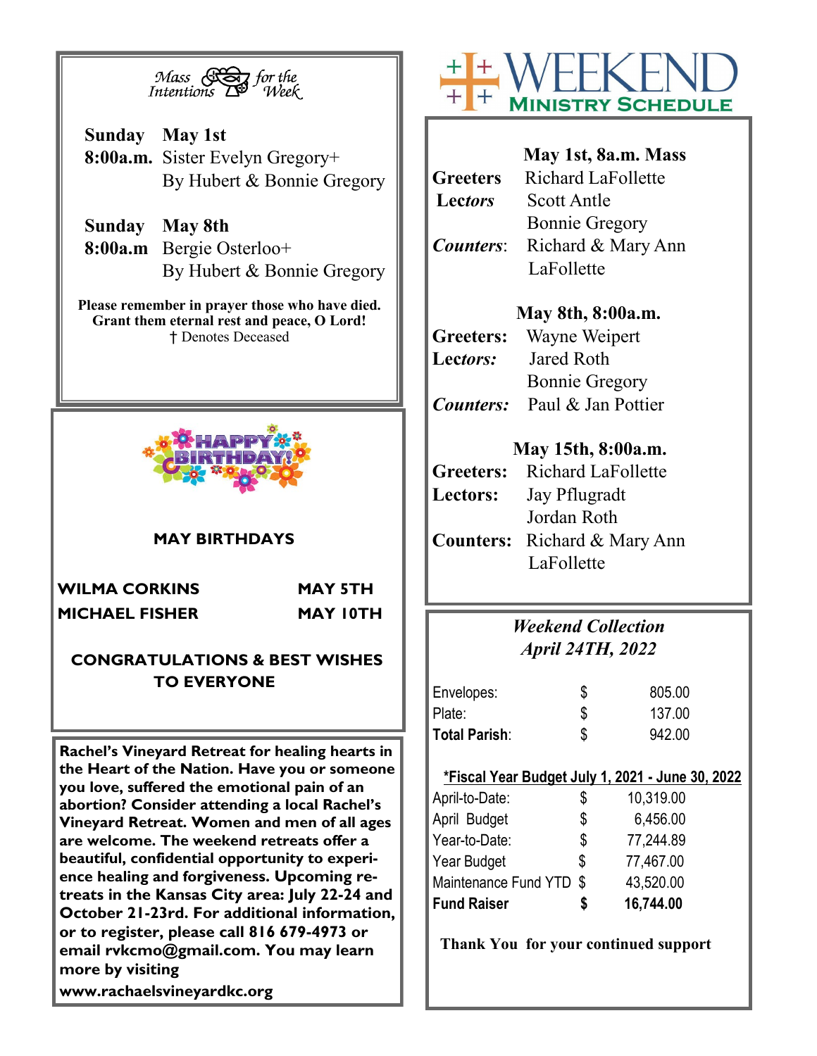## Mass Intentions for the Week

**Sunday** **May 1st**
**8:00a.m.** Sister Evelyn Gregory+
By Hubert & Bonnie Gregory

**Sunday** **May 8th**
**8:00a.m** Bergie Osterloo+
By Hubert & Bonnie Gregory

**Please remember in prayer those who have died.**
**Grant them eternal rest and peace, O Lord!**
† Denotes Deceased

## HAPPY BIRTHDAY!

**MAY BIRTHDAYS**

| | |
|---|---|
| **WILMA CORKINS** | **MAY 5TH** |
| **MICHAEL FISHER** | **MAY 10TH** |

**CONGRATULATIONS & BEST WISHES TO EVERYONE**

**Rachel's Vineyard Retreat for healing hearts in the Heart of the Nation. Have you or someone you love, suffered the emotional pain of an abortion? Consider attending a local Rachel's Vineyard Retreat. Women and men of all ages are welcome. The weekend retreats offer a beautiful, confidential opportunity to experience healing and forgiveness. Upcoming retreats in the Kansas City area: July 22-24 and October 21-23rd. For additional information, or to register, please call 816 679-4973 or email rvkcmo@gmail.com. You may learn more by visiting www.rachaelsvineyardkc.org**

## WEEKEND MINISTRY SCHEDULE

**May 1st, 8a.m. Mass**
**Greeters** Richard LaFollette
**Lectors** Scott Antle
Bonnie Gregory
***Counters***: Richard & Mary Ann LaFollette

**May 8th, 8:00a.m.**
**Greeters:** Wayne Weipert
**Lectors:** Jared Roth
Bonnie Gregory
***Counters:*** Paul & Jan Pottier

**May 15th, 8:00a.m.**
**Greeters:** Richard LaFollette
**Lectors:** Jay Pflugradt
Jordan Roth
**Counters:** Richard & Mary Ann LaFollette

### *Weekend Collection April 24TH, 2022*

| | | |
|---|---|---|
| Envelopes: | $ | 805.00 |
| Plate: | $ | 137.00 |
| **Total Parish**: | $ | 942.00 |

**\*Fiscal Year Budget July 1, 2021 - June 30, 2022**

| | | |
|---|---|---|
| April-to-Date: | $ | 10,319.00 |
| April Budget | $ | 6,456.00 |
| Year-to-Date: | $ | 77,244.89 |
| Year Budget | $ | 77,467.00 |
| Maintenance Fund YTD | $ | 43,520.00 |
| **Fund Raiser** | **$** | **16,744.00** |

**Thank You for your continued support**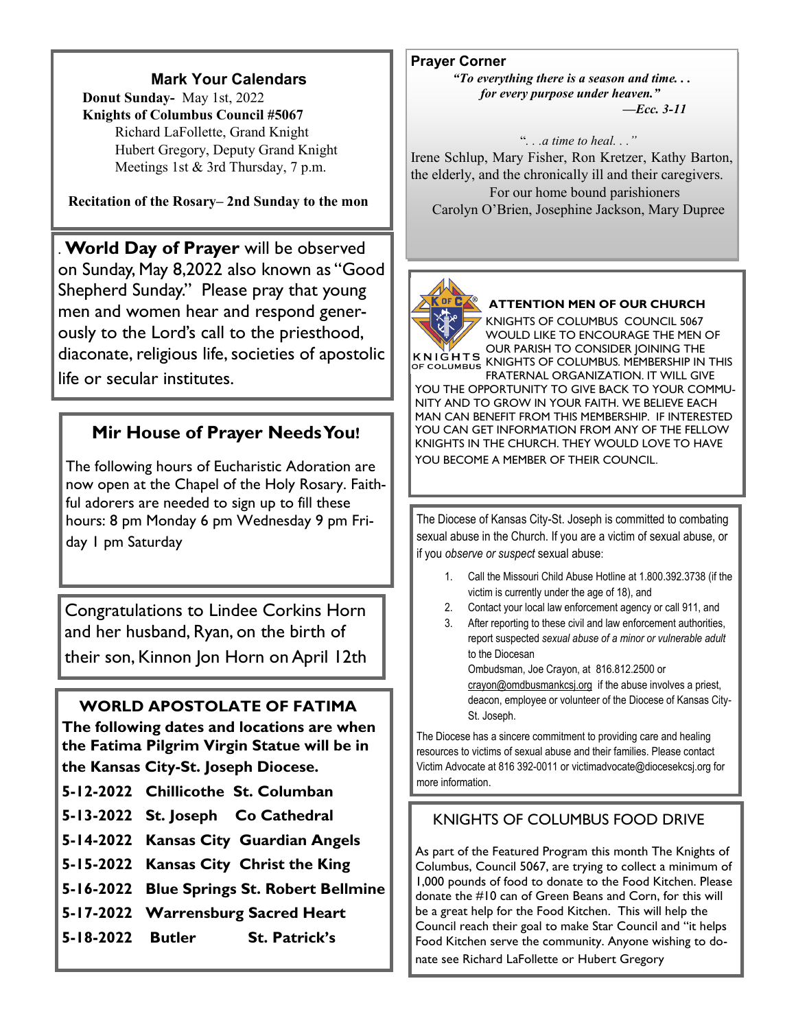## Mark Your Calendars

**Donut Sunday-** May 1st, 2022

**Knights of Columbus Council #5067**

Richard LaFollette, Grand Knight
Hubert Gregory, Deputy Grand Knight
Meetings 1st & 3rd Thursday, 7 p.m.

**Recitation of the Rosary– 2nd Sunday to the mon**

. **World Day of Prayer** will be observed on Sunday, May 8,2022 also known as "Good Shepherd Sunday." Please pray that young men and women hear and respond generously to the Lord's call to the priesthood, diaconate, religious life, societies of apostolic life or secular institutes.

## Mir House of Prayer Needs You!

The following hours of Eucharistic Adoration are now open at the Chapel of the Holy Rosary. Faithful adorers are needed to sign up to fill these hours: 8 pm Monday 6 pm Wednesday 9 pm Friday 1 pm Saturday

Congratulations to Lindee Corkins Horn and her husband, Ryan, on the birth of their son, Kinnon Jon Horn on April 12th

## WORLD APOSTOLATE OF FATIMA

**The following dates and locations are when the Fatima Pilgrim Virgin Statue will be in the Kansas City-St. Joseph Diocese.**

| | | |
|---|---|---|
| **5-12-2022** | **Chillicothe** | **St. Columban** |
| **5-13-2022** | **St. Joseph** | **Co Cathedral** |
| **5-14-2022** | **Kansas City** | **Guardian Angels** |
| **5-15-2022** | **Kansas City** | **Christ the King** |
| **5-16-2022** | **Blue Springs** | **St. Robert Bellmine** |
| **5-17-2022** | **Warrensburg** | **Sacred Heart** |
| **5-18-2022** | **Butler** | **St. Patrick's** |

## Prayer Corner

***"To everything there is a season and time. . . for every purpose under heaven."***
***—Ecc. 3-11***

*". . .a time to heal. . ."*

Irene Schlup, Mary Fisher, Ron Kretzer, Kathy Barton, the elderly, and the chronically ill and their caregivers.

For our home bound parishioners
Carolyn O'Brien, Josephine Jackson, Mary Dupree

**ATTENTION MEN OF OUR CHURCH**

KNIGHTS OF COLUMBUS COUNCIL 5067 WOULD LIKE TO ENCOURAGE THE MEN OF OUR PARISH TO CONSIDER JOINING THE KNIGHTS OF COLUMBUS. MEMBERSHIP IN THIS FRATERNAL ORGANIZATION. IT WILL GIVE YOU THE OPPORTUNITY TO GIVE BACK TO YOUR COMMUNITY AND TO GROW IN YOUR FAITH. WE BELIEVE EACH MAN CAN BENEFIT FROM THIS MEMBERSHIP. IF INTERESTED YOU CAN GET INFORMATION FROM ANY OF THE FELLOW KNIGHTS IN THE CHURCH. THEY WOULD LOVE TO HAVE YOU BECOME A MEMBER OF THEIR COUNCIL.

The Diocese of Kansas City-St. Joseph is committed to combating sexual abuse in the Church. If you are a victim of sexual abuse, or if you *observe or suspect* sexual abuse:

1. Call the Missouri Child Abuse Hotline at 1.800.392.3738 (if the victim is currently under the age of 18), and
2. Contact your local law enforcement agency or call 911, and
3. After reporting to these civil and law enforcement authorities, report suspected *sexual abuse of a minor or vulnerable adult* to the Diocesan Ombudsman, Joe Crayon, at 816.812.2500 or crayon@omdbusmankcsj.org if the abuse involves a priest, deacon, employee or volunteer of the Diocese of Kansas City-St. Joseph.

The Diocese has a sincere commitment to providing care and healing resources to victims of sexual abuse and their families. Please contact Victim Advocate at 816 392-0011 or victimadvocate@diocesekcsj.org for more information.

## KNIGHTS OF COLUMBUS FOOD DRIVE

As part of the Featured Program this month The Knights of Columbus, Council 5067, are trying to collect a minimum of 1,000 pounds of food to donate to the Food Kitchen. Please donate the #10 can of Green Beans and Corn, for this will be a great help for the Food Kitchen. This will help the Council reach their goal to make Star Council and "it helps Food Kitchen serve the community. Anyone wishing to donate see Richard LaFollette or Hubert Gregory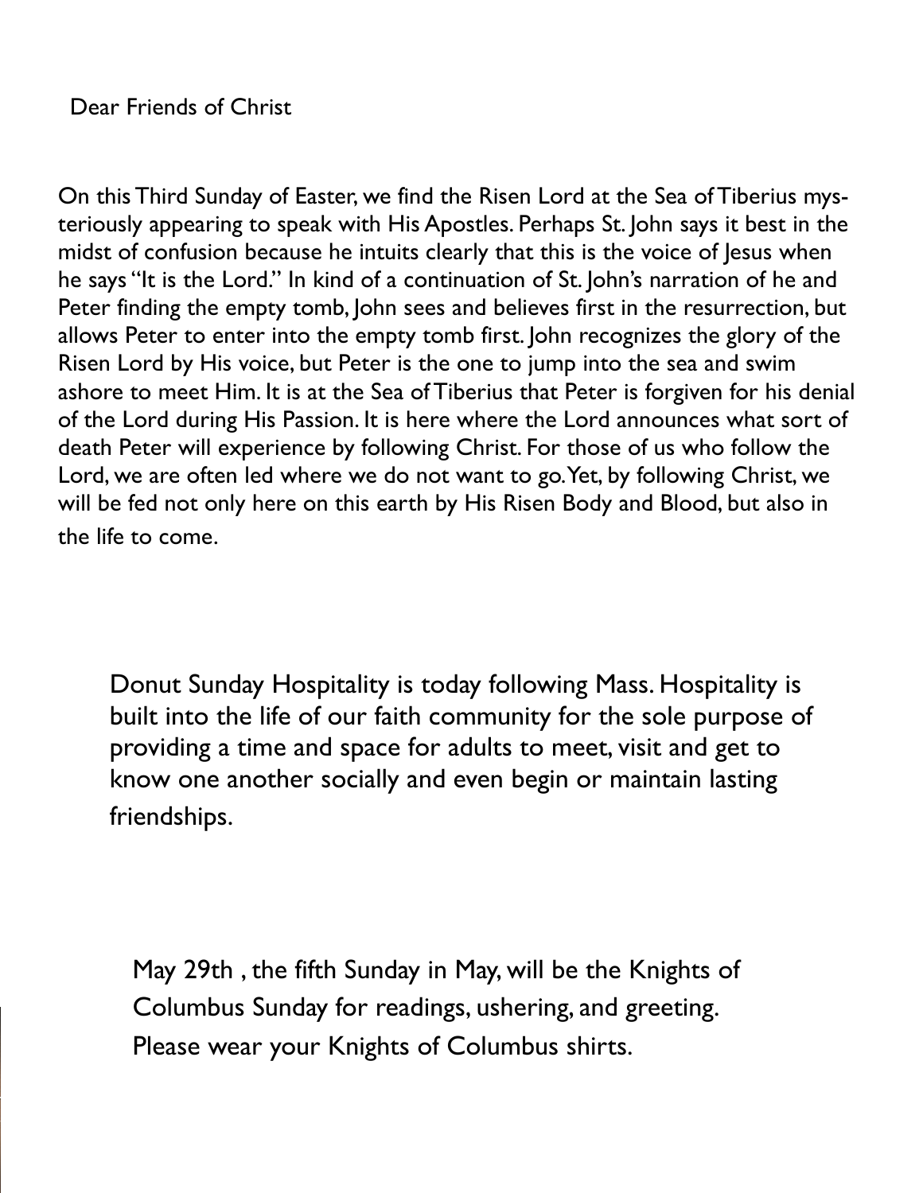Dear Friends of Christ

On this Third Sunday of Easter, we find the Risen Lord at the Sea of Tiberius mysteriously appearing to speak with His Apostles. Perhaps St. John says it best in the midst of confusion because he intuits clearly that this is the voice of Jesus when he says "It is the Lord." In kind of a continuation of St. John's narration of he and Peter finding the empty tomb, John sees and believes first in the resurrection, but allows Peter to enter into the empty tomb first. John recognizes the glory of the Risen Lord by His voice, but Peter is the one to jump into the sea and swim ashore to meet Him. It is at the Sea of Tiberius that Peter is forgiven for his denial of the Lord during His Passion. It is here where the Lord announces what sort of death Peter will experience by following Christ. For those of us who follow the Lord, we are often led where we do not want to go. Yet, by following Christ, we will be fed not only here on this earth by His Risen Body and Blood, but also in the life to come.

Donut Sunday Hospitality is today following Mass. Hospitality is built into the life of our faith community for the sole purpose of providing a time and space for adults to meet, visit and get to know one another socially and even begin or maintain lasting friendships.

May 29th , the fifth Sunday in May, will be the Knights of Columbus Sunday for readings, ushering, and greeting. Please wear your Knights of Columbus shirts.